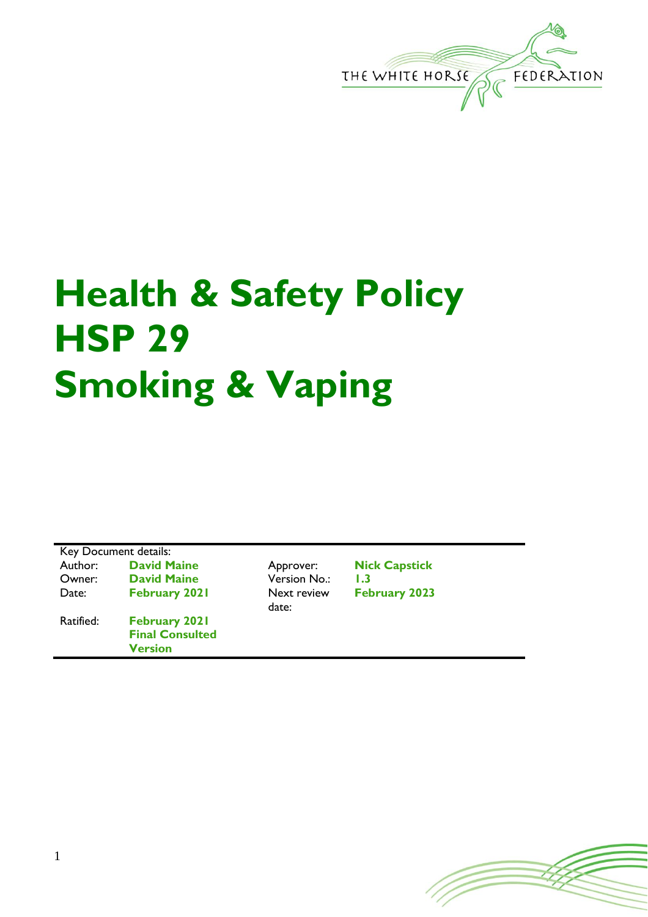THE WHITE HORSE FEDERATION

# Health & Safety Policy
# HSP 29
# Smoking & Vaping

Key Document details:

| | | | |
|---|---|---|---|
| Author: | **David Maine** | Approver: | **Nick Capstick** |
| Owner: | **David Maine** | Version No.: | **1.3** |
| Date: | **February 2021** | Next review date: | **February 2023** |
| Ratified: | **February 2021 Final Consulted Version** | | |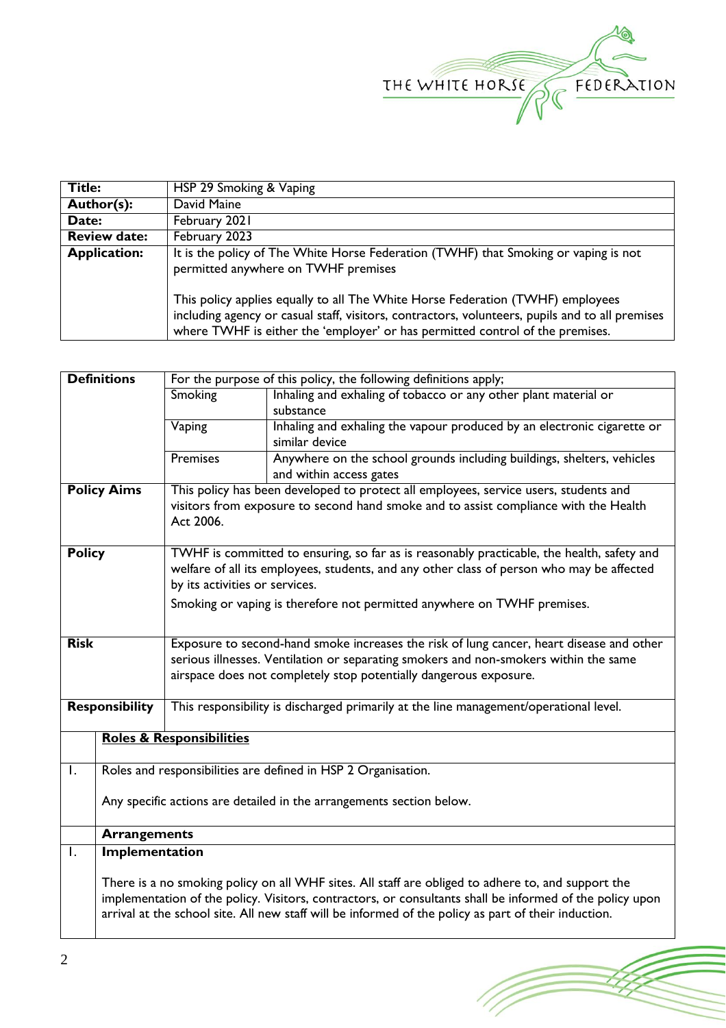| | |
|---|---|
| **Title:** | HSP 29 Smoking & Vaping |
| **Author(s):** | David Maine |
| **Date:** | February 2021 |
| **Review date:** | February 2023 |
| **Application:** | It is the policy of The White Horse Federation (TWHF) that Smoking or vaping is not permitted anywhere on TWHF premises<br><br>This policy applies equally to all The White Horse Federation (TWHF) employees including agency or casual staff, visitors, contractors, volunteers, pupils and to all premises where TWHF is either the 'employer' or has permitted control of the premises. |

| | | |
|---|---|---|
| **Definitions** | For the purpose of this policy, the following definitions apply; | |
| | Smoking | Inhaling and exhaling of tobacco or any other plant material or substance |
| | Vaping | Inhaling and exhaling the vapour produced by an electronic cigarette or similar device |
| | Premises | Anywhere on the school grounds including buildings, shelters, vehicles and within access gates |
| **Policy Aims** | This policy has been developed to protect all employees, service users, students and visitors from exposure to second hand smoke and to assist compliance with the Health Act 2006. | |
| **Policy** | TWHF is committed to ensuring, so far as is reasonably practicable, the health, safety and welfare of all its employees, students, and any other class of person who may be affected by its activities or services.<br><br>Smoking or vaping is therefore not permitted anywhere on TWHF premises. | |
| **Risk** | Exposure to second-hand smoke increases the risk of lung cancer, heart disease and other serious illnesses. Ventilation or separating smokers and non-smokers within the same airspace does not completely stop potentially dangerous exposure. | |
| **Responsibility** | This responsibility is discharged primarily at the line management/operational level. | |

| | |
|---|---|
| | **Roles & Responsibilities** |
| 1. | Roles and responsibilities are defined in HSP 2 Organisation.<br><br>Any specific actions are detailed in the arrangements section below. |
| | **Arrangements** |
| 1. | **Implementation**<br><br>There is a no smoking policy on all WHF sites. All staff are obliged to adhere to, and support the implementation of the policy. Visitors, contractors, or consultants shall be informed of the policy upon arrival at the school site. All new staff will be informed of the policy as part of their induction. |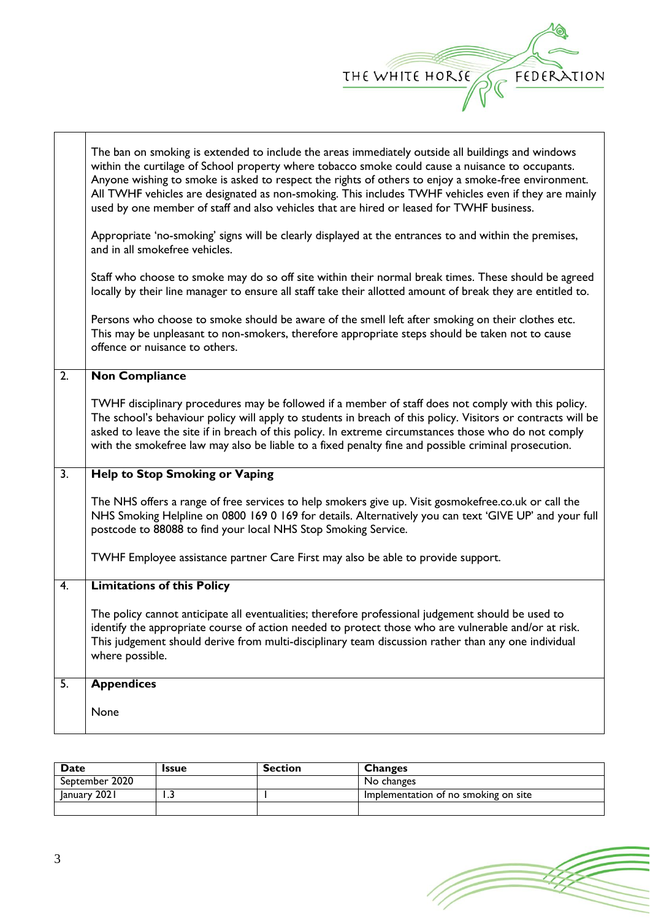The ban on smoking is extended to include the areas immediately outside all buildings and windows within the curtilage of School property where tobacco smoke could cause a nuisance to occupants. Anyone wishing to smoke is asked to respect the rights of others to enjoy a smoke-free environment. All TWHF vehicles are designated as non-smoking. This includes TWHF vehicles even if they are mainly used by one member of staff and also vehicles that are hired or leased for TWHF business.

Appropriate 'no-smoking' signs will be clearly displayed at the entrances to and within the premises, and in all smokefree vehicles.

Staff who choose to smoke may do so off site within their normal break times. These should be agreed locally by their line manager to ensure all staff take their allotted amount of break they are entitled to.

Persons who choose to smoke should be aware of the smell left after smoking on their clothes etc. This may be unpleasant to non-smokers, therefore appropriate steps should be taken not to cause offence or nuisance to others.

## 2. Non Compliance

TWHF disciplinary procedures may be followed if a member of staff does not comply with this policy. The school's behaviour policy will apply to students in breach of this policy. Visitors or contracts will be asked to leave the site if in breach of this policy. In extreme circumstances those who do not comply with the smokefree law may also be liable to a fixed penalty fine and possible criminal prosecution.

## 3. Help to Stop Smoking or Vaping

The NHS offers a range of free services to help smokers give up. Visit gosmokefree.co.uk or call the NHS Smoking Helpline on 0800 169 0 169 for details. Alternatively you can text 'GIVE UP' and your full postcode to 88088 to find your local NHS Stop Smoking Service.

TWHF Employee assistance partner Care First may also be able to provide support.

## 4. Limitations of this Policy

The policy cannot anticipate all eventualities; therefore professional judgement should be used to identify the appropriate course of action needed to protect those who are vulnerable and/or at risk. This judgement should derive from multi-disciplinary team discussion rather than any one individual where possible.

## 5. Appendices

None

| Date | Issue | Section | Changes |
|---|---|---|---|
| September 2020 | | | No changes |
| January 2021 | 1.3 | 1 | Implementation of no smoking on site |
| | | | |